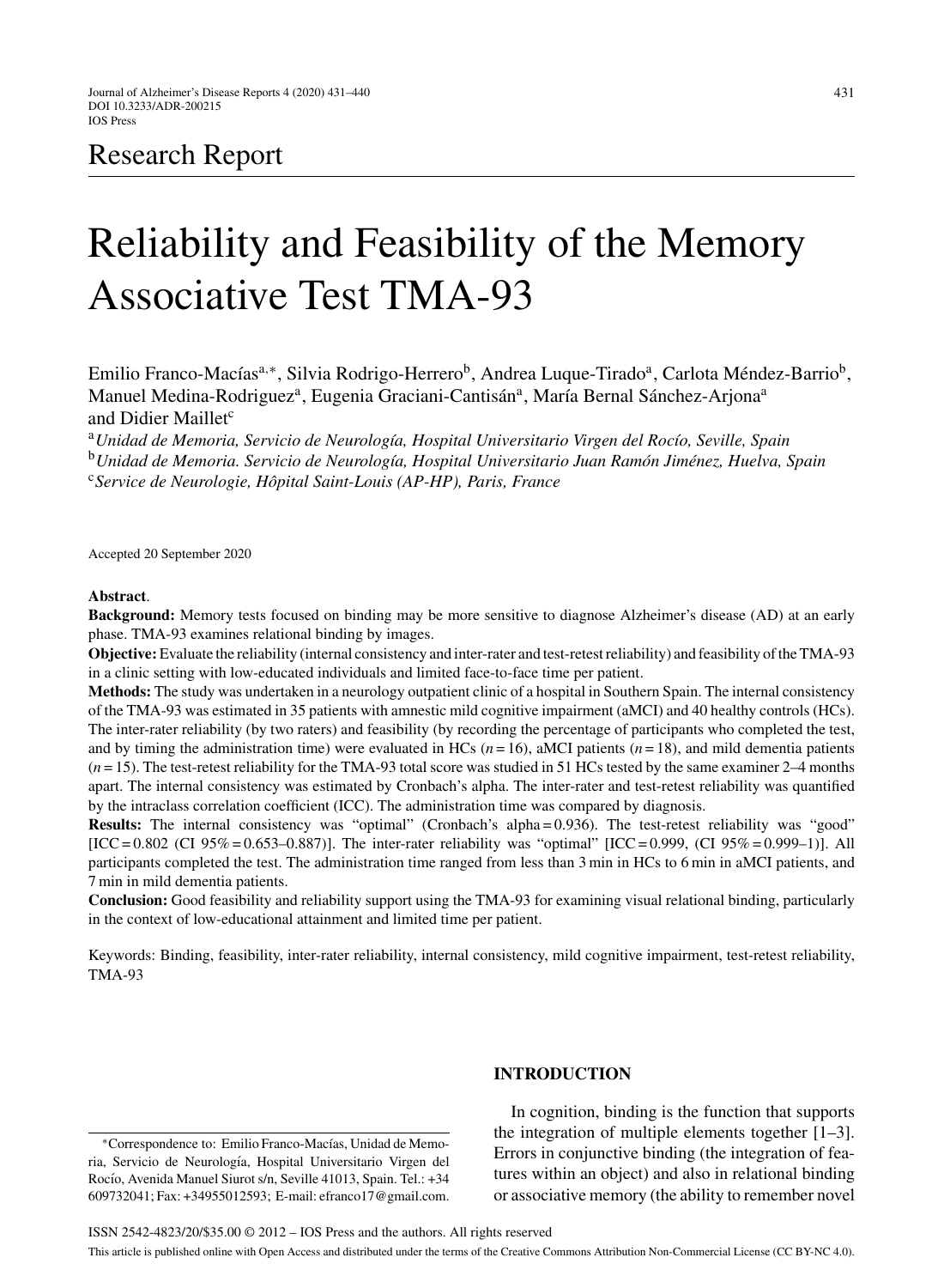Research Report

# Reliability and Feasibility of the Memory Associative Test TMA-93

Emilio Franco-Macías[a,*], Silvia Rodrigo-Herrero[b], Andrea Luque-Tirado[a], Carlota Méndez-Barrio[b], Manuel Medina-Rodriguez[a], Eugenia Graciani-Cantisán[a], María Bernal Sánchez-Arjona[a] and Didier Maillet[c]

[a]*Unidad de Memoria, Servicio de Neurología, Hospital Universitario Virgen del Rocío, Seville, Spain*
[b]*Unidad de Memoria. Servicio de Neurología, Hospital Universitario Juan Ramón Jiménez, Huelva, Spain*
[c]*Service de Neurologie, Hôpital Saint-Louis (AP-HP), Paris, France*

Accepted 20 September 2020

**Abstract**.

**Background:** Memory tests focused on binding may be more sensitive to diagnose Alzheimer's disease (AD) at an early phase. TMA-93 examines relational binding by images.

**Objective:** Evaluate the reliability (internal consistency and inter-rater and test-retest reliability) and feasibility of the TMA-93 in a clinic setting with low-educated individuals and limited face-to-face time per patient.

**Methods:** The study was undertaken in a neurology outpatient clinic of a hospital in Southern Spain. The internal consistency of the TMA-93 was estimated in 35 patients with amnestic mild cognitive impairment (aMCI) and 40 healthy controls (HCs). The inter-rater reliability (by two raters) and feasibility (by recording the percentage of participants who completed the test, and by timing the administration time) were evaluated in HCs ($n = 16$), aMCI patients ($n = 18$), and mild dementia patients ($n = 15$). The test-retest reliability for the TMA-93 total score was studied in 51 HCs tested by the same examiner 2–4 months apart. The internal consistency was estimated by Cronbach's alpha. The inter-rater and test-retest reliability was quantified by the intraclass correlation coefficient (ICC). The administration time was compared by diagnosis.

**Results:** The internal consistency was "optimal" (Cronbach's alpha = 0.936). The test-retest reliability was "good" [ICC = 0.802 (CI 95% = 0.653–0.887)]. The inter-rater reliability was "optimal" [ICC = 0.999, (CI 95% = 0.999–1)]. All participants completed the test. The administration time ranged from less than 3 min in HCs to 6 min in aMCI patients, and 7 min in mild dementia patients.

**Conclusion:** Good feasibility and reliability support using the TMA-93 for examining visual relational binding, particularly in the context of low-educational attainment and limited time per patient.

Keywords: Binding, feasibility, inter-rater reliability, internal consistency, mild cognitive impairment, test-retest reliability, TMA-93

## INTRODUCTION

In cognition, binding is the function that supports the integration of multiple elements together [1–3]. Errors in conjunctive binding (the integration of features within an object) and also in relational binding or associative memory (the ability to remember novel

*Correspondence to: Emilio Franco-Macías, Unidad de Memoria, Servicio de Neurología, Hospital Universitario Virgen del Rocío, Avenida Manuel Siurot s/n, Seville 41013, Spain. Tel.: +34 609732041; Fax: +34955012593; E-mail: efranco17@gmail.com.

ISSN 2542-4823/20/$35.00 © 2012 – IOS Press and the authors. All rights reserved

This article is published online with Open Access and distributed under the terms of the Creative Commons Attribution Non-Commercial License (CC BY-NC 4.0).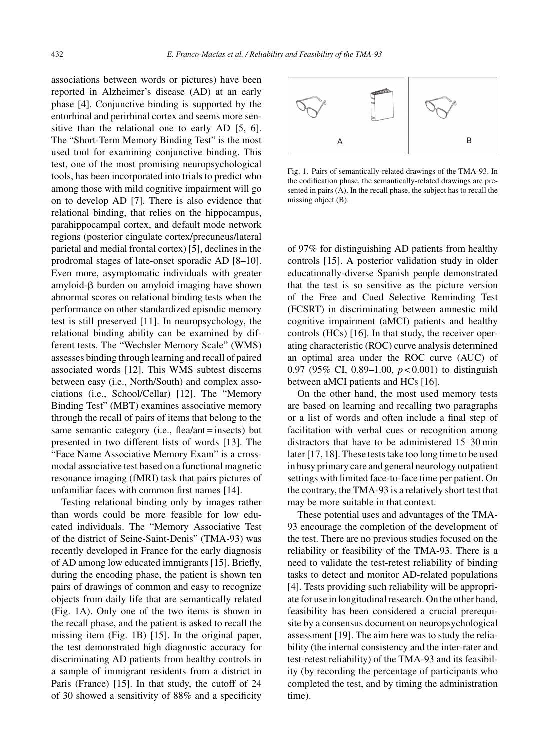associations between words or pictures) have been reported in Alzheimer's disease (AD) at an early phase [4]. Conjunctive binding is supported by the entorhinal and perirhinal cortex and seems more sensitive than the relational one to early AD [5, 6]. The "Short-Term Memory Binding Test" is the most used tool for examining conjunctive binding. This test, one of the most promising neuropsychological tools, has been incorporated into trials to predict who among those with mild cognitive impairment will go on to develop AD [7]. There is also evidence that relational binding, that relies on the hippocampus, parahippocampal cortex, and default mode network regions (posterior cingulate cortex/precuneus/lateral parietal and medial frontal cortex) [5], declines in the prodromal stages of late-onset sporadic AD [8–10]. Even more, asymptomatic individuals with greater amyloid-β burden on amyloid imaging have shown abnormal scores on relational binding tests when the performance on other standardized episodic memory test is still preserved [11]. In neuropsychology, the relational binding ability can be examined by different tests. The "Wechsler Memory Scale" (WMS) assesses binding through learning and recall of paired associated words [12]. This WMS subtest discerns between easy (i.e., North/South) and complex associations (i.e., School/Cellar) [12]. The "Memory Binding Test" (MBT) examines associative memory through the recall of pairs of items that belong to the same semantic category (i.e., flea/ant = insects) but presented in two different lists of words [13]. The "Face Name Associative Memory Exam" is a cross-modal associative test based on a functional magnetic resonance imaging (fMRI) task that pairs pictures of unfamiliar faces with common first names [14].

Testing relational binding only by images rather than words could be more feasible for low educated individuals. The "Memory Associative Test of the district of Seine-Saint-Denis" (TMA-93) was recently developed in France for the early diagnosis of AD among low educated immigrants [15]. Briefly, during the encoding phase, the patient is shown ten pairs of drawings of common and easy to recognize objects from daily life that are semantically related (Fig. 1A). Only one of the two items is shown in the recall phase, and the patient is asked to recall the missing item (Fig. 1B) [15]. In the original paper, the test demonstrated high diagnostic accuracy for discriminating AD patients from healthy controls in a sample of immigrant residents from a district in Paris (France) [15]. In that study, the cutoff of 24 of 30 showed a sensitivity of 88% and a specificity of 97% for distinguishing AD patients from healthy controls [15]. A posterior validation study in older educationally-diverse Spanish people demonstrated that the test is so sensitive as the picture version of the Free and Cued Selective Reminding Test (FCSRT) in discriminating between amnestic mild cognitive impairment (aMCI) patients and healthy controls (HCs) [16]. In that study, the receiver operating characteristic (ROC) curve analysis determined an optimal area under the ROC curve (AUC) of 0.97 (95% CI, 0.89–1.00, $p < 0.001$) to distinguish between aMCI patients and HCs [16].

Fig. 1. Pairs of semantically-related drawings of the TMA-93. In the codification phase, the semantically-related drawings are presented in pairs (A). In the recall phase, the subject has to recall the missing object (B).

On the other hand, the most used memory tests are based on learning and recalling two paragraphs or a list of words and often include a final step of facilitation with verbal cues or recognition among distractors that have to be administered 15–30 min later [17, 18]. These tests take too long time to be used in busy primary care and general neurology outpatient settings with limited face-to-face time per patient. On the contrary, the TMA-93 is a relatively short test that may be more suitable in that context.

These potential uses and advantages of the TMA-93 encourage the completion of the development of the test. There are no previous studies focused on the reliability or feasibility of the TMA-93. There is a need to validate the test-retest reliability of binding tasks to detect and monitor AD-related populations [4]. Tests providing such reliability will be appropriate for use in longitudinal research. On the other hand, feasibility has been considered a crucial prerequisite by a consensus document on neuropsychological assessment [19]. The aim here was to study the reliability (the internal consistency and the inter-rater and test-retest reliability) of the TMA-93 and its feasibility (by recording the percentage of participants who completed the test, and by timing the administration time).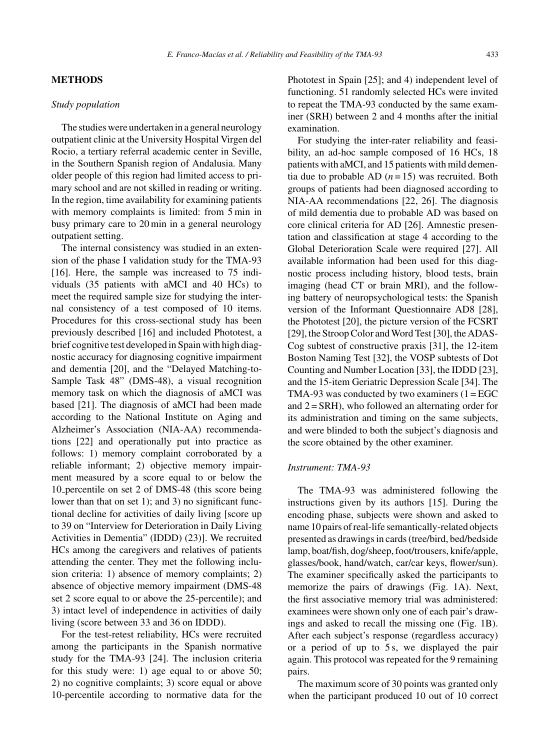## METHODS

### *Study population*

The studies were undertaken in a general neurology outpatient clinic at the University Hospital Virgen del Rocio, a tertiary referral academic center in Seville, in the Southern Spanish region of Andalusia. Many older people of this region had limited access to primary school and are not skilled in reading or writing. In the region, time availability for examining patients with memory complaints is limited: from 5 min in busy primary care to 20 min in a general neurology outpatient setting.

The internal consistency was studied in an extension of the phase I validation study for the TMA-93 [16]. Here, the sample was increased to 75 individuals (35 patients with aMCI and 40 HCs) to meet the required sample size for studying the internal consistency of a test composed of 10 items. Procedures for this cross-sectional study has been previously described [16] and included Phototest, a brief cognitive test developed in Spain with high diagnostic accuracy for diagnosing cognitive impairment and dementia [20], and the "Delayed Matching-to-Sample Task 48" (DMS-48), a visual recognition memory task on which the diagnosis of aMCI was based [21]. The diagnosis of aMCI had been made according to the National Institute on Aging and Alzheimer's Association (NIA-AA) recommendations [22] and operationally put into practice as follows: 1) memory complaint corroborated by a reliable informant; 2) objective memory impairment measured by a score equal to or below the 10_percentile on set 2 of DMS-48 (this score being lower than that on set 1); and 3) no significant functional decline for activities of daily living [score up to 39 on "Interview for Deterioration in Daily Living Activities in Dementia" (IDDD) (23)]. We recruited HCs among the caregivers and relatives of patients attending the center. They met the following inclusion criteria: 1) absence of memory complaints; 2) absence of objective memory impairment (DMS-48 set 2 score equal to or above the 25-percentile); and 3) intact level of independence in activities of daily living (score between 33 and 36 on IDDD).

For the test-retest reliability, HCs were recruited among the participants in the Spanish normative study for the TMA-93 [24]. The inclusion criteria for this study were: 1) age equal to or above 50; 2) no cognitive complaints; 3) score equal or above 10-percentile according to normative data for the Phototest in Spain [25]; and 4) independent level of functioning. 51 randomly selected HCs were invited to repeat the TMA-93 conducted by the same examiner (SRH) between 2 and 4 months after the initial examination.

For studying the inter-rater reliability and feasibility, an ad-hoc sample composed of 16 HCs, 18 patients with aMCI, and 15 patients with mild dementia due to probable AD ($n = 15$) was recruited. Both groups of patients had been diagnosed according to NIA-AA recommendations [22, 26]. The diagnosis of mild dementia due to probable AD was based on core clinical criteria for AD [26]. Amnestic presentation and classification at stage 4 according to the Global Deterioration Scale were required [27]. All available information had been used for this diagnostic process including history, blood tests, brain imaging (head CT or brain MRI), and the following battery of neuropsychological tests: the Spanish version of the Informant Questionnaire AD8 [28], the Phototest [20], the picture version of the FCSRT [29], the Stroop Color and Word Test [30], the ADAS-Cog subtest of constructive praxis [31], the 12-item Boston Naming Test [32], the VOSP subtests of Dot Counting and Number Location [33], the IDDD [23], and the 15-item Geriatric Depression Scale [34]. The TMA-93 was conducted by two examiners (1 = EGC and 2 = SRH), who followed an alternating order for its administration and timing on the same subjects, and were blinded to both the subject's diagnosis and the score obtained by the other examiner.

### *Instrument: TMA-93*

The TMA-93 was administered following the instructions given by its authors [15]. During the encoding phase, subjects were shown and asked to name 10 pairs of real-life semantically-related objects presented as drawings in cards (tree/bird, bed/bedside lamp, boat/fish, dog/sheep, foot/trousers, knife/apple, glasses/book, hand/watch, car/car keys, flower/sun). The examiner specifically asked the participants to memorize the pairs of drawings (Fig. 1A). Next, the first associative memory trial was administered: examinees were shown only one of each pair's drawings and asked to recall the missing one (Fig. 1B). After each subject's response (regardless accuracy) or a period of up to 5 s, we displayed the pair again. This protocol was repeated for the 9 remaining pairs.

The maximum score of 30 points was granted only when the participant produced 10 out of 10 correct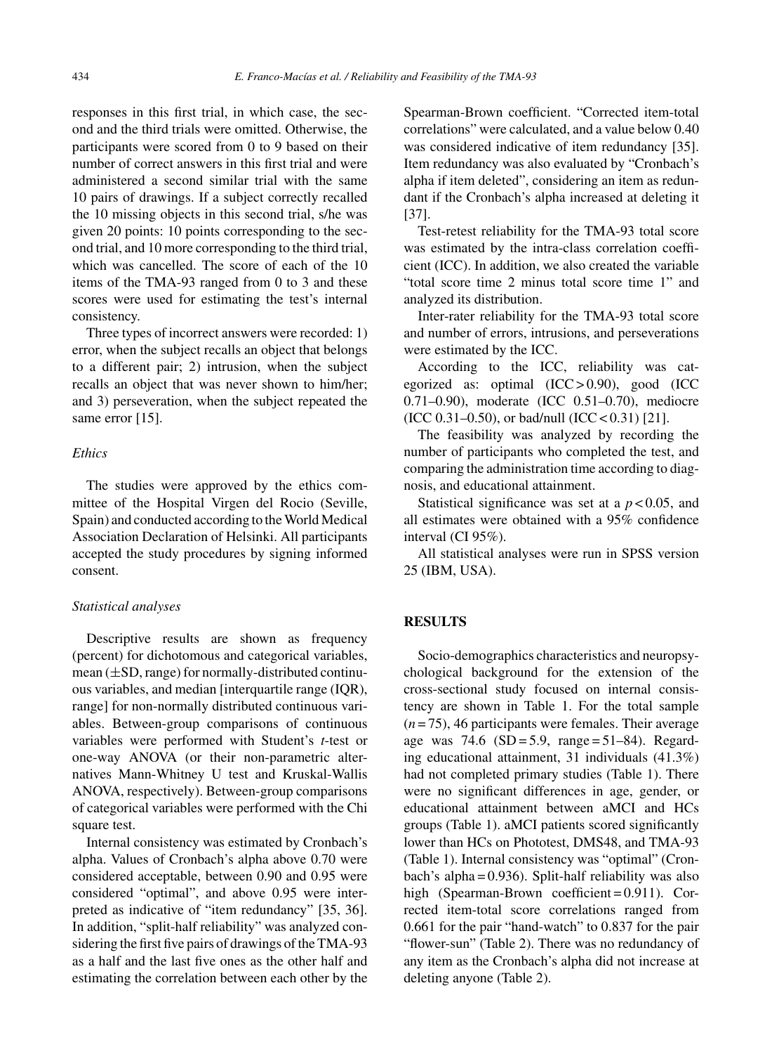responses in this first trial, in which case, the second and the third trials were omitted. Otherwise, the participants were scored from 0 to 9 based on their number of correct answers in this first trial and were administered a second similar trial with the same 10 pairs of drawings. If a subject correctly recalled the 10 missing objects in this second trial, s/he was given 20 points: 10 points corresponding to the second trial, and 10 more corresponding to the third trial, which was cancelled. The score of each of the 10 items of the TMA-93 ranged from 0 to 3 and these scores were used for estimating the test's internal consistency.

Three types of incorrect answers were recorded: 1) error, when the subject recalls an object that belongs to a different pair; 2) intrusion, when the subject recalls an object that was never shown to him/her; and 3) perseveration, when the subject repeated the same error [15].

### *Ethics*

The studies were approved by the ethics committee of the Hospital Virgen del Rocio (Seville, Spain) and conducted according to the World Medical Association Declaration of Helsinki. All participants accepted the study procedures by signing informed consent.

### *Statistical analyses*

Descriptive results are shown as frequency (percent) for dichotomous and categorical variables, mean (±SD, range) for normally-distributed continuous variables, and median [interquartile range (IQR), range] for non-normally distributed continuous variables. Between-group comparisons of continuous variables were performed with Student's *t*-test or one-way ANOVA (or their non-parametric alternatives Mann-Whitney U test and Kruskal-Wallis ANOVA, respectively). Between-group comparisons of categorical variables were performed with the Chi square test.

Internal consistency was estimated by Cronbach's alpha. Values of Cronbach's alpha above 0.70 were considered acceptable, between 0.90 and 0.95 were considered "optimal", and above 0.95 were interpreted as indicative of "item redundancy" [35, 36]. In addition, "split-half reliability" was analyzed considering the first five pairs of drawings of the TMA-93 as a half and the last five ones as the other half and estimating the correlation between each other by the Spearman-Brown coefficient. "Corrected item-total correlations" were calculated, and a value below 0.40 was considered indicative of item redundancy [35]. Item redundancy was also evaluated by "Cronbach's alpha if item deleted", considering an item as redundant if the Cronbach's alpha increased at deleting it [37].

Test-retest reliability for the TMA-93 total score was estimated by the intra-class correlation coefficient (ICC). In addition, we also created the variable "total score time 2 minus total score time 1" and analyzed its distribution.

Inter-rater reliability for the TMA-93 total score and number of errors, intrusions, and perseverations were estimated by the ICC.

According to the ICC, reliability was categorized as: optimal (ICC > 0.90), good (ICC 0.71–0.90), moderate (ICC 0.51–0.70), mediocre (ICC 0.31–0.50), or bad/null (ICC < 0.31) [21].

The feasibility was analyzed by recording the number of participants who completed the test, and comparing the administration time according to diagnosis, and educational attainment.

Statistical significance was set at a $p < 0.05$, and all estimates were obtained with a 95% confidence interval (CI 95%).

All statistical analyses were run in SPSS version 25 (IBM, USA).

## RESULTS

Socio-demographics characteristics and neuropsychological background for the extension of the cross-sectional study focused on internal consistency are shown in Table 1. For the total sample ($n = 75$), 46 participants were females. Their average age was 74.6 (SD = 5.9, range = 51–84). Regarding educational attainment, 31 individuals (41.3%) had not completed primary studies (Table 1). There were no significant differences in age, gender, or educational attainment between aMCI and HCs groups (Table 1). aMCI patients scored significantly lower than HCs on Phototest, DMS48, and TMA-93 (Table 1). Internal consistency was "optimal" (Cronbach's alpha = 0.936). Split-half reliability was also high (Spearman-Brown coefficient = 0.911). Corrected item-total score correlations ranged from 0.661 for the pair "hand-watch" to 0.837 for the pair "flower-sun" (Table 2). There was no redundancy of any item as the Cronbach's alpha did not increase at deleting anyone (Table 2).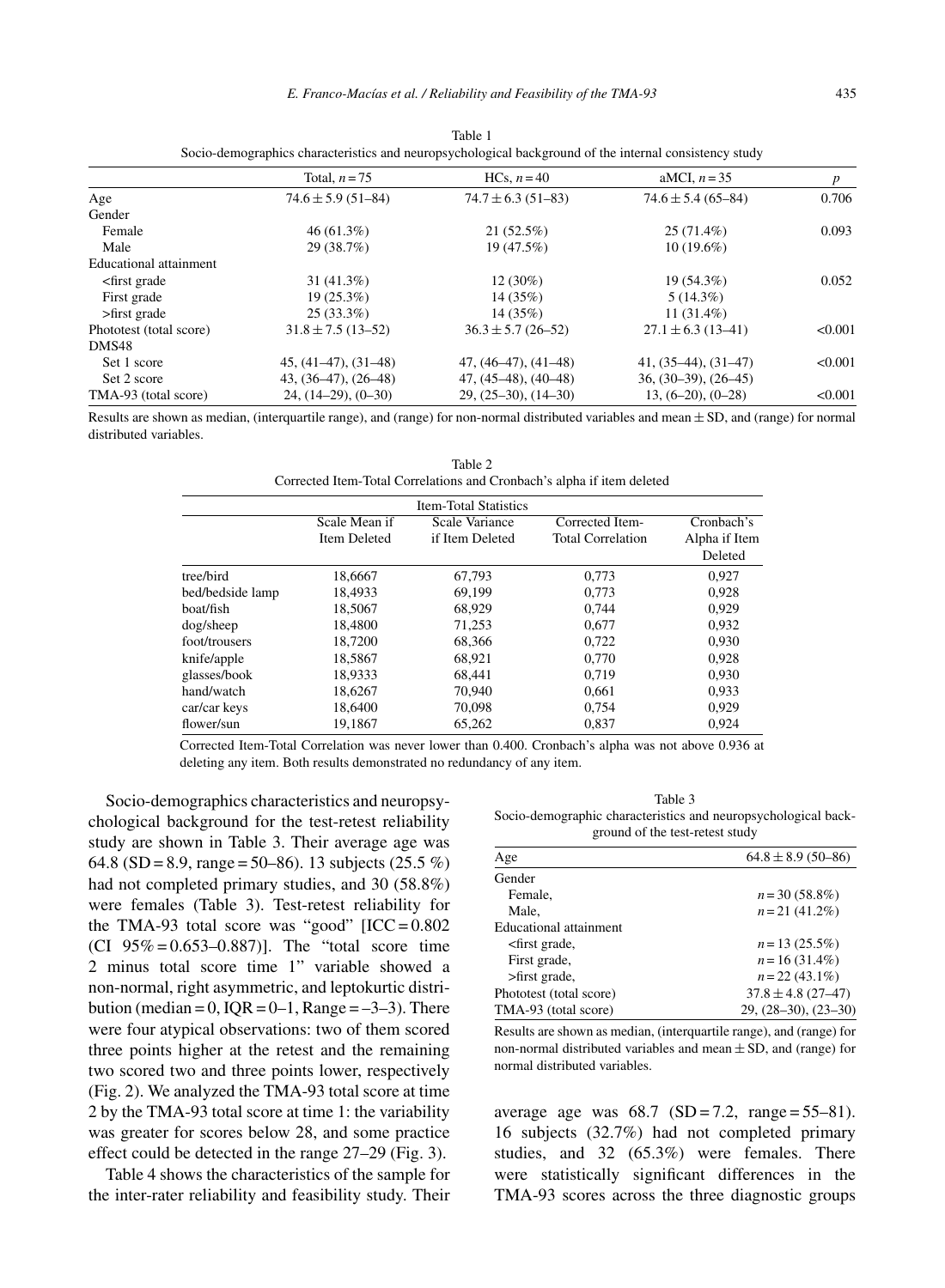Table 1
Socio-demographics characteristics and neuropsychological background of the internal consistency study

| | Total, $n = 75$ | HCs, $n = 40$ | aMCI, $n = 35$ | $p$ |
|---|---|---|---|---|
| Age | $74.6 \pm 5.9$ (51–84) | $74.7 \pm 6.3$ (51–83) | $74.6 \pm 5.4$ (65–84) | 0.706 |
| Gender | | | | |
| Female | 46 (61.3%) | 21 (52.5%) | 25 (71.4%) | 0.093 |
| Male | 29 (38.7%) | 19 (47.5%) | 10 (19.6%) | |
| Educational attainment | | | | |
| <first grade | 31 (41.3%) | 12 (30%) | 19 (54.3%) | 0.052 |
| First grade | 19 (25.3%) | 14 (35%) | 5 (14.3%) | |
| >first grade | 25 (33.3%) | 14 (35%) | 11 (31.4%) | |
| Phototest (total score) | $31.8 \pm 7.5$ (13–52) | $36.3 \pm 5.7$ (26–52) | $27.1 \pm 6.3$ (13–41) | <0.001 |
| DMS48 | | | | |
| Set 1 score | 45, (41–47), (31–48) | 47, (46–47), (41–48) | 41, (35–44), (31–47) | <0.001 |
| Set 2 score | 43, (36–47), (26–48) | 47, (45–48), (40–48) | 36, (30–39), (26–45) | <0.001 |
| TMA-93 (total score) | 24, (14–29), (0–30) | 29, (25–30), (14–30) | 13, (6–20), (0–28) | <0.001 |

Results are shown as median, (interquartile range), and (range) for non-normal distributed variables and mean ± SD, and (range) for normal distributed variables.

Table 2
Corrected Item-Total Correlations and Cronbach's alpha if item deleted

| Item-Total Statistics | | | | |
|---|---|---|---|---|
| | Scale Mean if Item Deleted | Scale Variance if Item Deleted | Corrected Item-Total Correlation | Cronbach's Alpha if Item Deleted |
| tree/bird | 18,6667 | 67,793 | 0,773 | 0,927 |
| bed/bedside lamp | 18,4933 | 69,199 | 0,773 | 0,928 |
| boat/fish | 18,5067 | 68,929 | 0,744 | 0,929 |
| dog/sheep | 18,4800 | 71,253 | 0,677 | 0,932 |
| foot/trousers | 18,7200 | 68,366 | 0,722 | 0,930 |
| knife/apple | 18,5867 | 68,921 | 0,770 | 0,928 |
| glasses/book | 18,9333 | 68,441 | 0,719 | 0,930 |
| hand/watch | 18,6267 | 70,940 | 0,661 | 0,933 |
| car/car keys | 18,6400 | 70,098 | 0,754 | 0,929 |
| flower/sun | 19,1867 | 65,262 | 0,837 | 0,924 |

Corrected Item-Total Correlation was never lower than 0.400. Cronbach's alpha was not above 0.936 at deleting any item. Both results demonstrated no redundancy of any item.

Socio-demographics characteristics and neuropsychological background for the test-retest reliability study are shown in Table 3. Their average age was 64.8 (SD = 8.9, range = 50–86). 13 subjects (25.5 %) had not completed primary studies, and 30 (58.8%) were females (Table 3). Test-retest reliability for the TMA-93 total score was "good" [ICC = 0.802 (CI 95% = 0.653–0.887)]. The "total score time 2 minus total score time 1" variable showed a non-normal, right asymmetric, and leptokurtic distribution (median = 0, IQR = 0–1, Range = –3–3). There were four atypical observations: two of them scored three points higher at the retest and the remaining two scored two and three points lower, respectively (Fig. 2). We analyzed the TMA-93 total score at time 2 by the TMA-93 total score at time 1: the variability was greater for scores below 28, and some practice effect could be detected in the range 27–29 (Fig. 3).

Table 4 shows the characteristics of the sample for the inter-rater reliability and feasibility study. Their average age was 68.7 (SD = 7.2, range = 55–81). 16 subjects (32.7%) had not completed primary studies, and 32 (65.3%) were females. There were statistically significant differences in the TMA-93 scores across the three diagnostic groups

Table 3
Socio-demographic characteristics and neuropsychological background of the test-retest study

| | |
|---|---|
| Age | $64.8 \pm 8.9$ (50–86) |
| Gender | |
| Female, | $n = 30$ (58.8%) |
| Male, | $n = 21$ (41.2%) |
| Educational attainment | |
| <first grade, | $n = 13$ (25.5%) |
| First grade, | $n = 16$ (31.4%) |
| >first grade, | $n = 22$ (43.1%) |
| Phototest (total score) | $37.8 \pm 4.8$ (27–47) |
| TMA-93 (total score) | 29, (28–30), (23–30) |

Results are shown as median, (interquartile range), and (range) for non-normal distributed variables and mean ± SD, and (range) for normal distributed variables.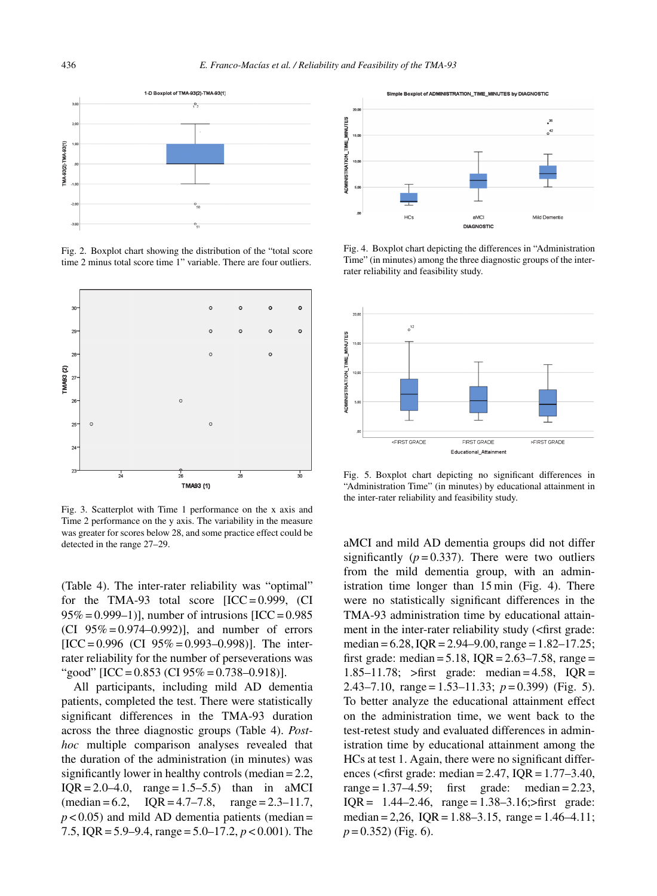Fig. 2. Boxplot chart showing the distribution of the "total score time 2 minus total score time 1" variable. There are four outliers.

Fig. 3. Scatterplot with Time 1 performance on the x axis and Time 2 performance on the y axis. The variability in the measure was greater for scores below 28, and some practice effect could be detected in the range 27–29.

Fig. 4. Boxplot chart depicting the differences in "Administration Time" (in minutes) among the three diagnostic groups of the inter-rater reliability and feasibility study.

Fig. 5. Boxplot chart depicting no significant differences in "Administration Time" (in minutes) by educational attainment in the inter-rater reliability and feasibility study.

(Table 4). The inter-rater reliability was "optimal" for the TMA-93 total score [ICC = 0.999, (CI 95% = 0.999–1)], number of intrusions [ICC = 0.985 (CI 95% = 0.974–0.992)], and number of errors [ICC = 0.996 (CI 95% = 0.993–0.998)]. The inter-rater reliability for the number of perseverations was "good" [ICC = 0.853 (CI 95% = 0.738–0.918)].

All participants, including mild AD dementia patients, completed the test. There were statistically significant differences in the TMA-93 duration across the three diagnostic groups (Table 4). *Post-hoc* multiple comparison analyses revealed that the duration of the administration (in minutes) was significantly lower in healthy controls (median = 2.2, IQR = 2.0–4.0, range = 1.5–5.5) than in aMCI (median = 6.2, IQR = 4.7–7.8, range = 2.3–11.7, $p < 0.05$) and mild AD dementia patients (median = 7.5, IQR = 5.9–9.4, range = 5.0–17.2, $p < 0.001$). The aMCI and mild AD dementia groups did not differ significantly ($p = 0.337$). There were two outliers from the mild dementia group, with an administration time longer than 15 min (Fig. 4). There were no statistically significant differences in the TMA-93 administration time by educational attainment in the inter-rater reliability study (<first grade: median = 6.28, IQR = 2.94–9.00, range = 1.82–17.25; first grade: median = 5.18, IQR = 2.63–7.58, range = 1.85–11.78; >first grade: median = 4.58, IQR = 2.43–7.10, range = 1.53–11.33; $p = 0.399$) (Fig. 5). To better analyze the educational attainment effect on the administration time, we went back to the test-retest study and evaluated differences in administration time by educational attainment among the HCs at test 1. Again, there were no significant differences (<first grade: median = 2.47, IQR = 1.77–3.40, range = 1.37–4.59; first grade: median = 2.23, IQR = 1.44–2.46, range = 1.38–3.16;>first grade: median = 2,26, IQR = 1.88–3.15, range = 1.46–4.11; $p = 0.352$) (Fig. 6).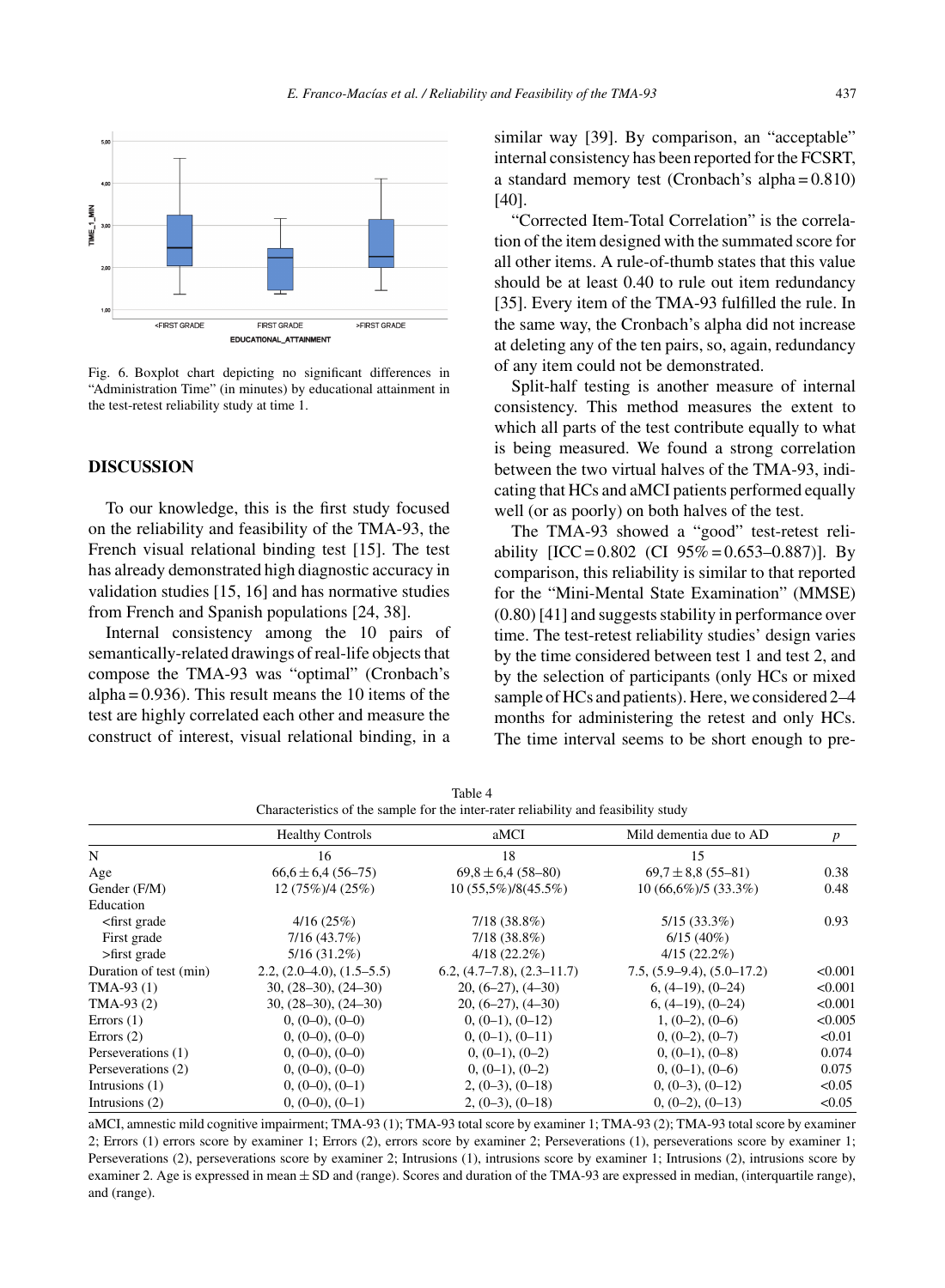Fig. 6. Boxplot chart depicting no significant differences in "Administration Time" (in minutes) by educational attainment in the test-retest reliability study at time 1.

## DISCUSSION

To our knowledge, this is the first study focused on the reliability and feasibility of the TMA-93, the French visual relational binding test [15]. The test has already demonstrated high diagnostic accuracy in validation studies [15, 16] and has normative studies from French and Spanish populations [24, 38].

Internal consistency among the 10 pairs of semantically-related drawings of real-life objects that compose the TMA-93 was "optimal" (Cronbach's alpha = 0.936). This result means the 10 items of the test are highly correlated each other and measure the construct of interest, visual relational binding, in a similar way [39]. By comparison, an "acceptable" internal consistency has been reported for the FCSRT, a standard memory test (Cronbach's alpha = 0.810) [40].

"Corrected Item-Total Correlation" is the correlation of the item designed with the summated score for all other items. A rule-of-thumb states that this value should be at least 0.40 to rule out item redundancy [35]. Every item of the TMA-93 fulfilled the rule. In the same way, the Cronbach's alpha did not increase at deleting any of the ten pairs, so, again, redundancy of any item could not be demonstrated.

Split-half testing is another measure of internal consistency. This method measures the extent to which all parts of the test contribute equally to what is being measured. We found a strong correlation between the two virtual halves of the TMA-93, indicating that HCs and aMCI patients performed equally well (or as poorly) on both halves of the test.

The TMA-93 showed a "good" test-retest reliability [ICC = 0.802 (CI 95% = 0.653–0.887)]. By comparison, this reliability is similar to that reported for the "Mini-Mental State Examination" (MMSE) (0.80) [41] and suggests stability in performance over time. The test-retest reliability studies' design varies by the time considered between test 1 and test 2, and by the selection of participants (only HCs or mixed sample of HCs and patients). Here, we considered 2–4 months for administering the retest and only HCs. The time interval seems to be short enough to pre-

Table 4
Characteristics of the sample for the inter-rater reliability and feasibility study

| | Healthy Controls | aMCI | Mild dementia due to AD | *p* |
|---|---|---|---|---|
| N | 16 | 18 | 15 | |
| Age | 66,6 ± 6,4 (56–75) | 69,8 ± 6,4 (58–80) | 69,7 ± 8,8 (55–81) | 0.38 |
| Gender (F/M) | 12 (75%)/4 (25%) | 10 (55,5%)/8(45.5%) | 10 (66,6%)/5 (33.3%) | 0.48 |
| Education | | | | |
| <first grade | 4/16 (25%) | 7/18 (38.8%) | 5/15 (33.3%) | 0.93 |
| First grade | 7/16 (43.7%) | 7/18 (38.8%) | 6/15 (40%) | |
| >first grade | 5/16 (31.2%) | 4/18 (22.2%) | 4/15 (22.2%) | |
| Duration of test (min) | 2.2, (2.0–4.0), (1.5–5.5) | 6.2, (4.7–7.8), (2.3–11.7) | 7.5, (5.9–9.4), (5.0–17.2) | <0.001 |
| TMA-93 (1) | 30, (28–30), (24–30) | 20, (6–27), (4–30) | 6, (4–19), (0–24) | <0.001 |
| TMA-93 (2) | 30, (28–30), (24–30) | 20, (6–27), (4–30) | 6, (4–19), (0–24) | <0.001 |
| Errors (1) | 0, (0–0), (0–0) | 0, (0–1), (0–12) | 1, (0–2), (0–6) | <0.005 |
| Errors (2) | 0, (0–0), (0–0) | 0, (0–1), (0–11) | 0, (0–2), (0–7) | <0.01 |
| Perseverations (1) | 0, (0–0), (0–0) | 0, (0–1), (0–2) | 0, (0–1), (0–8) | 0.074 |
| Perseverations (2) | 0, (0–0), (0–0) | 0, (0–1), (0–2) | 0, (0–1), (0–6) | 0.075 |
| Intrusions (1) | 0, (0–0), (0–1) | 2, (0–3), (0–18) | 0, (0–3), (0–12) | <0.05 |
| Intrusions (2) | 0, (0–0), (0–1) | 2, (0–3), (0–18) | 0, (0–2), (0–13) | <0.05 |

aMCI, amnestic mild cognitive impairment; TMA-93 (1); TMA-93 total score by examiner 1; TMA-93 (2); TMA-93 total score by examiner 2; Errors (1) errors score by examiner 1; Errors (2), errors score by examiner 2; Perseverations (1), perseverations score by examiner 1; Perseverations (2), perseverations score by examiner 2; Intrusions (1), intrusions score by examiner 1; Intrusions (2), intrusions score by examiner 2. Age is expressed in mean ± SD and (range). Scores and duration of the TMA-93 are expressed in median, (interquartile range), and (range).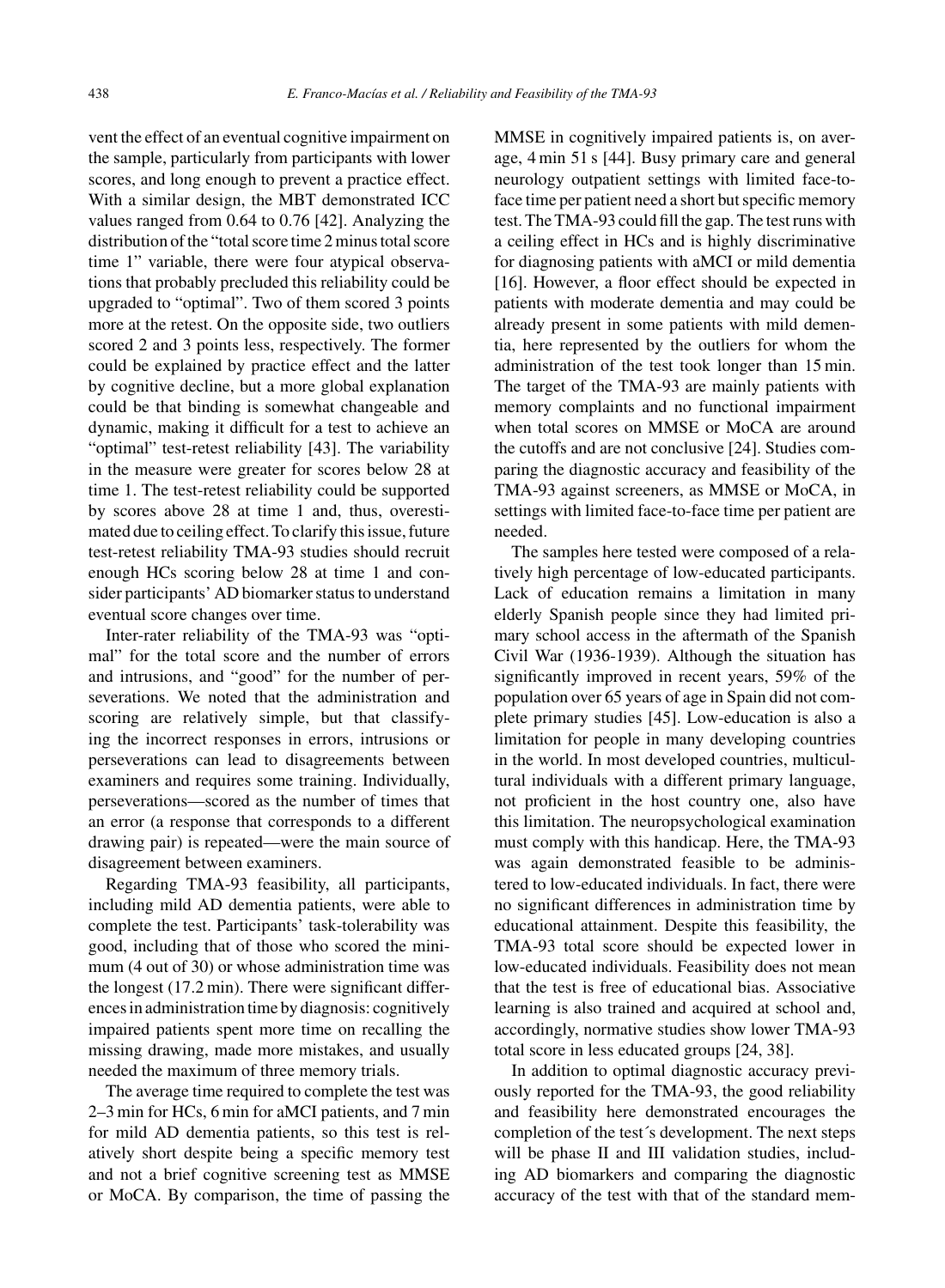vent the effect of an eventual cognitive impairment on the sample, particularly from participants with lower scores, and long enough to prevent a practice effect. With a similar design, the MBT demonstrated ICC values ranged from 0.64 to 0.76 [42]. Analyzing the distribution of the "total score time 2 minus total score time 1" variable, there were four atypical observations that probably precluded this reliability could be upgraded to "optimal". Two of them scored 3 points more at the retest. On the opposite side, two outliers scored 2 and 3 points less, respectively. The former could be explained by practice effect and the latter by cognitive decline, but a more global explanation could be that binding is somewhat changeable and dynamic, making it difficult for a test to achieve an "optimal" test-retest reliability [43]. The variability in the measure were greater for scores below 28 at time 1. The test-retest reliability could be supported by scores above 28 at time 1 and, thus, overestimated due to ceiling effect. To clarify this issue, future test-retest reliability TMA-93 studies should recruit enough HCs scoring below 28 at time 1 and consider participants' AD biomarker status to understand eventual score changes over time.

Inter-rater reliability of the TMA-93 was "optimal" for the total score and the number of errors and intrusions, and "good" for the number of perseverations. We noted that the administration and scoring are relatively simple, but that classifying the incorrect responses in errors, intrusions or perseverations can lead to disagreements between examiners and requires some training. Individually, perseverations—scored as the number of times that an error (a response that corresponds to a different drawing pair) is repeated—were the main source of disagreement between examiners.

Regarding TMA-93 feasibility, all participants, including mild AD dementia patients, were able to complete the test. Participants' task-tolerability was good, including that of those who scored the minimum (4 out of 30) or whose administration time was the longest (17.2 min). There were significant differences in administration time by diagnosis: cognitively impaired patients spent more time on recalling the missing drawing, made more mistakes, and usually needed the maximum of three memory trials.

The average time required to complete the test was 2–3 min for HCs, 6 min for aMCI patients, and 7 min for mild AD dementia patients, so this test is relatively short despite being a specific memory test and not a brief cognitive screening test as MMSE or MoCA. By comparison, the time of passing the MMSE in cognitively impaired patients is, on average, 4 min 51 s [44]. Busy primary care and general neurology outpatient settings with limited face-to-face time per patient need a short but specific memory test. The TMA-93 could fill the gap. The test runs with a ceiling effect in HCs and is highly discriminative for diagnosing patients with aMCI or mild dementia [16]. However, a floor effect should be expected in patients with moderate dementia and may could be already present in some patients with mild dementia, here represented by the outliers for whom the administration of the test took longer than 15 min. The target of the TMA-93 are mainly patients with memory complaints and no functional impairment when total scores on MMSE or MoCA are around the cutoffs and are not conclusive [24]. Studies comparing the diagnostic accuracy and feasibility of the TMA-93 against screeners, as MMSE or MoCA, in settings with limited face-to-face time per patient are needed.

The samples here tested were composed of a relatively high percentage of low-educated participants. Lack of education remains a limitation in many elderly Spanish people since they had limited primary school access in the aftermath of the Spanish Civil War (1936-1939). Although the situation has significantly improved in recent years, 59% of the population over 65 years of age in Spain did not complete primary studies [45]. Low-education is also a limitation for people in many developing countries in the world. In most developed countries, multicultural individuals with a different primary language, not proficient in the host country one, also have this limitation. The neuropsychological examination must comply with this handicap. Here, the TMA-93 was again demonstrated feasible to be administered to low-educated individuals. In fact, there were no significant differences in administration time by educational attainment. Despite this feasibility, the TMA-93 total score should be expected lower in low-educated individuals. Feasibility does not mean that the test is free of educational bias. Associative learning is also trained and acquired at school and, accordingly, normative studies show lower TMA-93 total score in less educated groups [24, 38].

In addition to optimal diagnostic accuracy previously reported for the TMA-93, the good reliability and feasibility here demonstrated encourages the completion of the test´s development. The next steps will be phase II and III validation studies, including AD biomarkers and comparing the diagnostic accuracy of the test with that of the standard mem-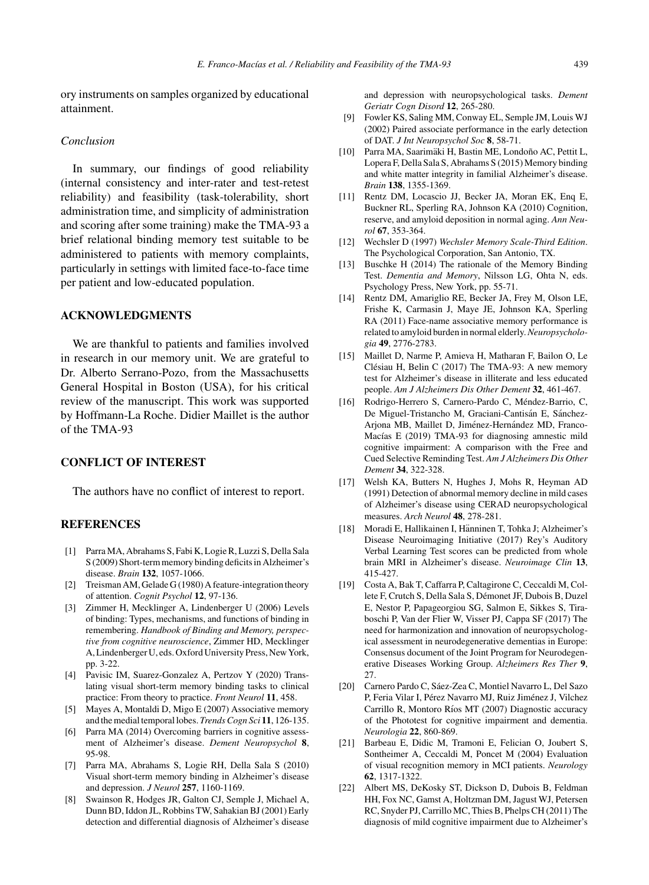ory instruments on samples organized by educational attainment.

### *Conclusion*

In summary, our findings of good reliability (internal consistency and inter-rater and test-retest reliability) and feasibility (task-tolerability, short administration time, and simplicity of administration and scoring after some training) make the TMA-93 a brief relational binding memory test suitable to be administered to patients with memory complaints, particularly in settings with limited face-to-face time per patient and low-educated population.

## ACKNOWLEDGMENTS

We are thankful to patients and families involved in research in our memory unit. We are grateful to Dr. Alberto Serrano-Pozo, from the Massachusetts General Hospital in Boston (USA), for his critical review of the manuscript. This work was supported by Hoffmann-La Roche. Didier Maillet is the author of the TMA-93

## CONFLICT OF INTEREST

The authors have no conflict of interest to report.

## REFERENCES

- [1] Parra MA, Abrahams S, Fabi K, Logie R, Luzzi S, Della Sala S (2009) Short-term memory binding deficits in Alzheimer's disease. *Brain* **132**, 1057-1066.
- [2] Treisman AM, Gelade G (1980) A feature-integration theory of attention. *Cognit Psychol* **12**, 97-136.
- [3] Zimmer H, Mecklinger A, Lindenberger U (2006) Levels of binding: Types, mechanisms, and functions of binding in remembering. *Handbook of Binding and Memory, perspective from cognitive neuroscience*, Zimmer HD, Mecklinger A, Lindenberger U, eds. Oxford University Press, New York, pp. 3-22.
- [4] Pavisic IM, Suarez-Gonzalez A, Pertzov Y (2020) Translating visual short-term memory binding tasks to clinical practice: From theory to practice. *Front Neurol* **11**, 458.
- [5] Mayes A, Montaldi D, Migo E (2007) Associative memory and the medial temporal lobes. *Trends Cogn Sci* **11**, 126-135.
- [6] Parra MA (2014) Overcoming barriers in cognitive assessment of Alzheimer's disease. *Dement Neuropsychol* **8**, 95-98.
- [7] Parra MA, Abrahams S, Logie RH, Della Sala S (2010) Visual short-term memory binding in Alzheimer's disease and depression. *J Neurol* **257**, 1160-1169.
- [8] Swainson R, Hodges JR, Galton CJ, Semple J, Michael A, Dunn BD, Iddon JL, Robbins TW, Sahakian BJ (2001) Early detection and differential diagnosis of Alzheimer's disease and depression with neuropsychological tasks. *Dement Geriatr Cogn Disord* **12**, 265-280.
- [9] Fowler KS, Saling MM, Conway EL, Semple JM, Louis WJ (2002) Paired associate performance in the early detection of DAT. *J Int Neuropsychol Soc* **8**, 58-71.
- [10] Parra MA, Saarimäki H, Bastin ME, Londoño AC, Pettit L, Lopera F, Della Sala S, Abrahams S (2015) Memory binding and white matter integrity in familial Alzheimer's disease. *Brain* **138**, 1355-1369.
- [11] Rentz DM, Locascio JJ, Becker JA, Moran EK, Enq E, Buckner RL, Sperling RA, Johnson KA (2010) Cognition, reserve, and amyloid deposition in normal aging. *Ann Neurol* **67**, 353-364.
- [12] Wechsler D (1997) *Wechsler Memory Scale-Third Edition*. The Psychological Corporation, San Antonio, TX.
- [13] Buschke H (2014) The rationale of the Memory Binding Test. *Dementia and Memory*, Nilsson LG, Ohta N, eds. Psychology Press, New York, pp. 55-71.
- [14] Rentz DM, Amariglio RE, Becker JA, Frey M, Olson LE, Frishe K, Carmasin J, Maye JE, Johnson KA, Sperling RA (2011) Face-name associative memory performance is related to amyloid burden in normal elderly. *Neuropsychologia* **49**, 2776-2783.
- [15] Maillet D, Narme P, Amieva H, Matharan F, Bailon O, Le Clésiau H, Belin C (2017) The TMA-93: A new memory test for Alzheimer's disease in illiterate and less educated people. *Am J Alzheimers Dis Other Dement* **32**, 461-467.
- [16] Rodrigo-Herrero S, Carnero-Pardo C, Méndez-Barrio, C, De Miguel-Tristancho M, Graciani-Cantisán E, Sánchez-Arjona MB, Maillet D, Jiménez-Hernández MD, Franco-Macías E (2019) TMA-93 for diagnosing amnestic mild cognitive impairment: A comparison with the Free and Cued Selective Reminding Test. *Am J Alzheimers Dis Other Dement* **34**, 322-328.
- [17] Welsh KA, Butters N, Hughes J, Mohs R, Heyman AD (1991) Detection of abnormal memory decline in mild cases of Alzheimer's disease using CERAD neuropsychological measures. *Arch Neurol* **48**, 278-281.
- [18] Moradi E, Hallikainen I, Hänninen T, Tohka J; Alzheimer's Disease Neuroimaging Initiative (2017) Rey's Auditory Verbal Learning Test scores can be predicted from whole brain MRI in Alzheimer's disease. *Neuroimage Clin* **13**, 415-427.
- [19] Costa A, Bak T, Caffarra P, Caltagirone C, Ceccaldi M, Collete F, Crutch S, Della Sala S, Démonet JF, Dubois B, Duzel E, Nestor P, Papageorgiou SG, Salmon E, Sikkes S, Tiraboschi P, Van der Flier W, Visser PJ, Cappa SF (2017) The need for harmonization and innovation of neuropsychological assessment in neurodegenerative dementias in Europe: Consensus document of the Joint Program for Neurodegenerative Diseases Working Group. *Alzheimers Res Ther* **9**, 27.
- [20] Carnero Pardo C, Sáez-Zea C, Montiel Navarro L, Del Sazo P, Feria Vilar I, Pérez Navarro MJ, Ruiz Jiménez J, Vilchez Carrillo R, Montoro Ríos MT (2007) Diagnostic accuracy of the Phototest for cognitive impairment and dementia. *Neurologia* **22**, 860-869.
- [21] Barbeau E, Didic M, Tramoni E, Felician O, Joubert S, Sontheimer A, Ceccaldi M, Poncet M (2004) Evaluation of visual recognition memory in MCI patients. *Neurology* **62**, 1317-1322.
- [22] Albert MS, DeKosky ST, Dickson D, Dubois B, Feldman HH, Fox NC, Gamst A, Holtzman DM, Jagust WJ, Petersen RC, Snyder PJ, Carrillo MC, Thies B, Phelps CH (2011) The diagnosis of mild cognitive impairment due to Alzheimer's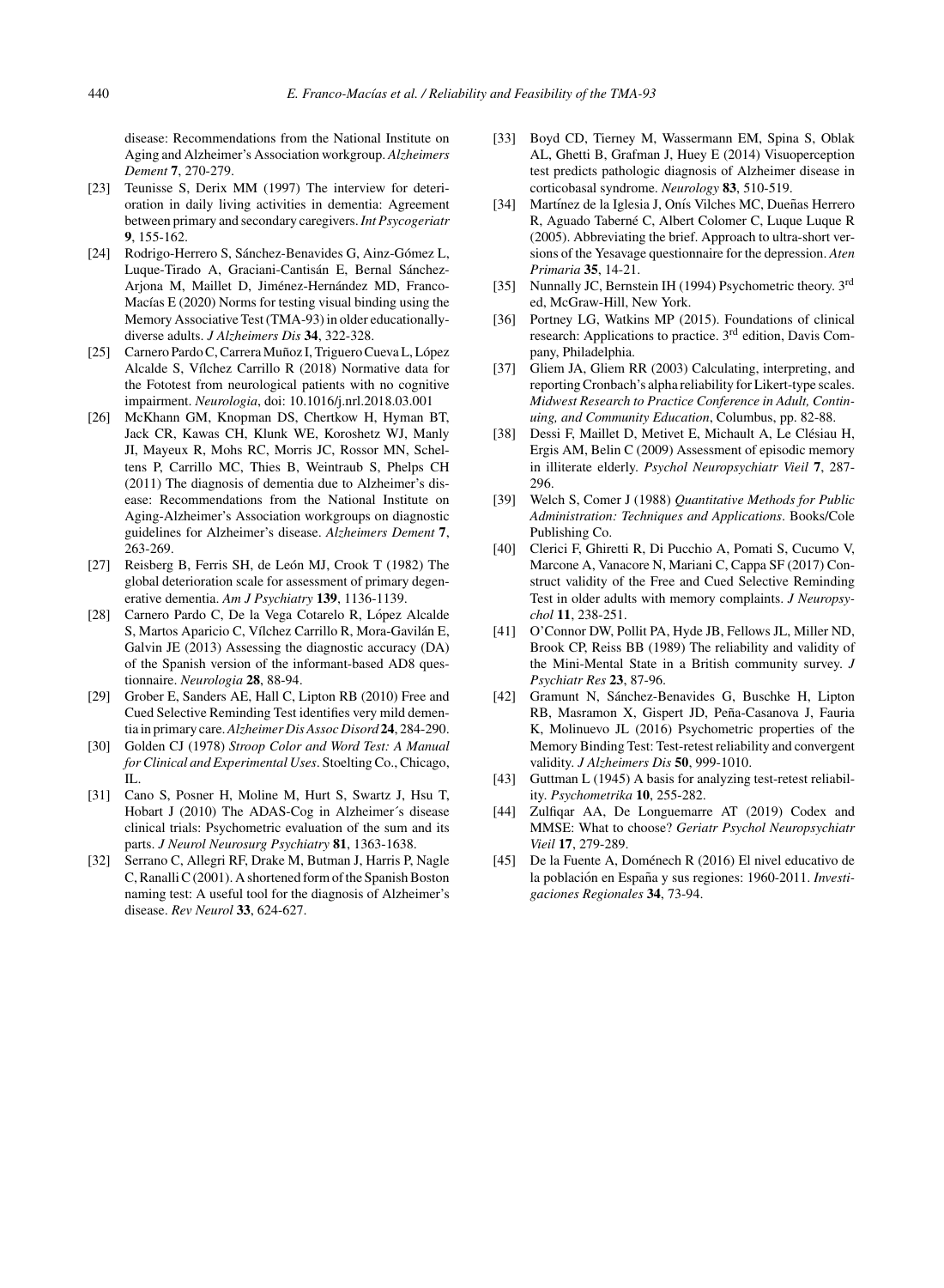disease: Recommendations from the National Institute on Aging and Alzheimer's Association workgroup. *Alzheimers Dement* **7**, 270-279.

[23] Teunisse S, Derix MM (1997) The interview for deterioration in daily living activities in dementia: Agreement between primary and secondary caregivers. *Int Psycogeriatr* **9**, 155-162.

[24] Rodrigo-Herrero S, Sánchez-Benavides G, Ainz-Gómez L, Luque-Tirado A, Graciani-Cantisán E, Bernal Sánchez-Arjona M, Maillet D, Jiménez-Hernández MD, Franco-Macías E (2020) Norms for testing visual binding using the Memory Associative Test (TMA-93) in older educationally-diverse adults. *J Alzheimers Dis* **34**, 322-328.

[25] Carnero Pardo C, Carrera Muñoz I, Triguero Cueva L, López Alcalde S, Vílchez Carrillo R (2018) Normative data for the Fototest from neurological patients with no cognitive impairment. *Neurologia*, doi: 10.1016/j.nrl.2018.03.001

[26] McKhann GM, Knopman DS, Chertkow H, Hyman BT, Jack CR, Kawas CH, Klunk WE, Koroshetz WJ, Manly JI, Mayeux R, Mohs RC, Morris JC, Rossor MN, Scheltens P, Carrillo MC, Thies B, Weintraub S, Phelps CH (2011) The diagnosis of dementia due to Alzheimer's disease: Recommendations from the National Institute on Aging-Alzheimer's Association workgroups on diagnostic guidelines for Alzheimer's disease. *Alzheimers Dement* **7**, 263-269.

[27] Reisberg B, Ferris SH, de León MJ, Crook T (1982) The global deterioration scale for assessment of primary degenerative dementia. *Am J Psychiatry* **139**, 1136-1139.

[28] Carnero Pardo C, De la Vega Cotarelo R, López Alcalde S, Martos Aparicio C, Vílchez Carrillo R, Mora-Gavilán E, Galvin JE (2013) Assessing the diagnostic accuracy (DA) of the Spanish version of the informant-based AD8 questionnaire. *Neurologia* **28**, 88-94.

[29] Grober E, Sanders AE, Hall C, Lipton RB (2010) Free and Cued Selective Reminding Test identifies very mild dementia in primary care. *Alzheimer Dis Assoc Disord* **24**, 284-290.

[30] Golden CJ (1978) *Stroop Color and Word Test: A Manual for Clinical and Experimental Uses*. Stoelting Co., Chicago, IL.

[31] Cano S, Posner H, Moline M, Hurt S, Swartz J, Hsu T, Hobart J (2010) The ADAS-Cog in Alzheimer´s disease clinical trials: Psychometric evaluation of the sum and its parts. *J Neurol Neurosurg Psychiatry* **81**, 1363-1638.

[32] Serrano C, Allegri RF, Drake M, Butman J, Harris P, Nagle C, Ranalli C (2001). A shortened form of the Spanish Boston naming test: A useful tool for the diagnosis of Alzheimer's disease. *Rev Neurol* **33**, 624-627.

[33] Boyd CD, Tierney M, Wassermann EM, Spina S, Oblak AL, Ghetti B, Grafman J, Huey E (2014) Visuoperception test predicts pathologic diagnosis of Alzheimer disease in corticobasal syndrome. *Neurology* **83**, 510-519.

[34] Martínez de la Iglesia J, Onís Vilches MC, Dueñas Herrero R, Aguado Taberné C, Albert Colomer C, Luque Luque R (2005). Abbreviating the brief. Approach to ultra-short versions of the Yesavage questionnaire for the depression. *Aten Primaria* **35**, 14-21.

[35] Nunnally JC, Bernstein IH (1994) Psychometric theory. 3rd ed, McGraw-Hill, New York.

[36] Portney LG, Watkins MP (2015). Foundations of clinical research: Applications to practice. 3rd edition, Davis Company, Philadelphia.

[37] Gliem JA, Gliem RR (2003) Calculating, interpreting, and reporting Cronbach's alpha reliability for Likert-type scales. *Midwest Research to Practice Conference in Adult, Continuing, and Community Education*, Columbus, pp. 82-88.

[38] Dessi F, Maillet D, Metivet E, Michault A, Le Clésiau H, Ergis AM, Belin C (2009) Assessment of episodic memory in illiterate elderly. *Psychol Neuropsychiatr Vieil* **7**, 287-296.

[39] Welch S, Comer J (1988) *Quantitative Methods for Public Administration: Techniques and Applications*. Books/Cole Publishing Co.

[40] Clerici F, Ghiretti R, Di Pucchio A, Pomati S, Cucumo V, Marcone A, Vanacore N, Mariani C, Cappa SF (2017) Construct validity of the Free and Cued Selective Reminding Test in older adults with memory complaints. *J Neuropsychol* **11**, 238-251.

[41] O'Connor DW, Pollit PA, Hyde JB, Fellows JL, Miller ND, Brook CP, Reiss BB (1989) The reliability and validity of the Mini-Mental State in a British community survey. *J Psychiatr Res* **23**, 87-96.

[42] Gramunt N, Sánchez-Benavides G, Buschke H, Lipton RB, Masramon X, Gispert JD, Peña-Casanova J, Fauria K, Molinuevo JL (2016) Psychometric properties of the Memory Binding Test: Test-retest reliability and convergent validity. *J Alzheimers Dis* **50**, 999-1010.

[43] Guttman L (1945) A basis for analyzing test-retest reliability. *Psychometrika* **10**, 255-282.

[44] Zulfiqar AA, De Longuemarre AT (2019) Codex and MMSE: What to choose? *Geriatr Psychol Neuropsychiatr Vieil* **17**, 279-289.

[45] De la Fuente A, Doménech R (2016) El nivel educativo de la población en España y sus regiones: 1960-2011. *Investigaciones Regionales* **34**, 73-94.